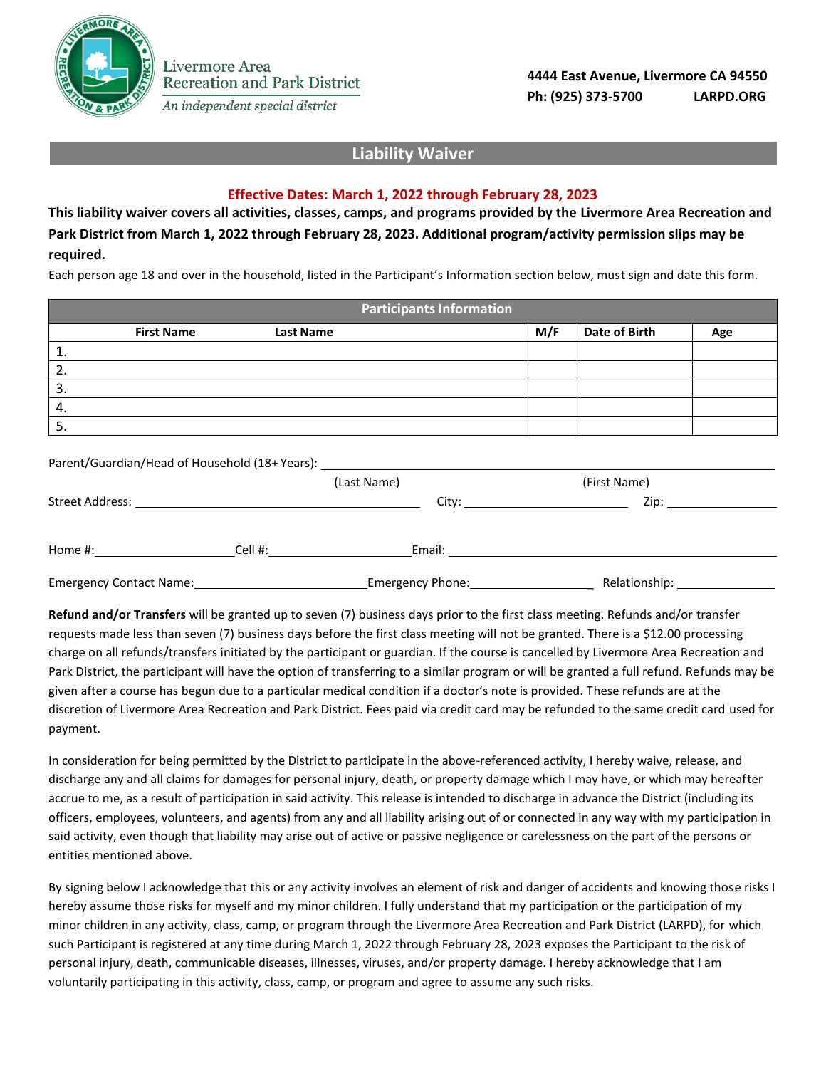Livermore Area Recreation and Park District
*An independent special district*

**4444 East Avenue, Livermore CA 94550**
**Ph: (925) 373-5700 LARPD.ORG**

## Liability Waiver

**Effective Dates: March 1, 2022 through February 28, 2023**

**This liability waiver covers all activities, classes, camps, and programs provided by the Livermore Area Recreation and Park District from March 1, 2022 through February 28, 2023. Additional program/activity permission slips may be required.**

Each person age 18 and over in the household, listed in the Participant's Information section below, must sign and date this form.

| Participants Information | | | | |
|---|---|---|---|---|
| **First Name** | **Last Name** | **M/F** | **Date of Birth** | **Age** |
| 1. | | | | |
| 2. | | | | |
| 3. | | | | |
| 4. | | | | |
| 5. | | | | |

Parent/Guardian/Head of Household (18+ Years): ______________________ (Last Name) ______________________ (First Name)

Street Address: ______________________ City: ______________ Zip: ____________

Home #: ______________ Cell #: ______________ Email: ______________________

Emergency Contact Name: ______________ Emergency Phone: ______________ Relationship: ______________

**Refund and/or Transfers** will be granted up to seven (7) business days prior to the first class meeting. Refunds and/or transfer requests made less than seven (7) business days before the first class meeting will not be granted. There is a $12.00 processing charge on all refunds/transfers initiated by the participant or guardian. If the course is cancelled by Livermore Area Recreation and Park District, the participant will have the option of transferring to a similar program or will be granted a full refund. Refunds may be given after a course has begun due to a particular medical condition if a doctor's note is provided. These refunds are at the discretion of Livermore Area Recreation and Park District. Fees paid via credit card may be refunded to the same credit card used for payment.

In consideration for being permitted by the District to participate in the above-referenced activity, I hereby waive, release, and discharge any and all claims for damages for personal injury, death, or property damage which I may have, or which may hereafter accrue to me, as a result of participation in said activity. This release is intended to discharge in advance the District (including its officers, employees, volunteers, and agents) from any and all liability arising out of or connected in any way with my participation in said activity, even though that liability may arise out of active or passive negligence or carelessness on the part of the persons or entities mentioned above.

By signing below I acknowledge that this or any activity involves an element of risk and danger of accidents and knowing those risks I hereby assume those risks for myself and my minor children. I fully understand that my participation or the participation of my minor children in any activity, class, camp, or program through the Livermore Area Recreation and Park District (LARPD), for which such Participant is registered at any time during March 1, 2022 through February 28, 2023 exposes the Participant to the risk of personal injury, death, communicable diseases, illnesses, viruses, and/or property damage. I hereby acknowledge that I am voluntarily participating in this activity, class, camp, or program and agree to assume any such risks.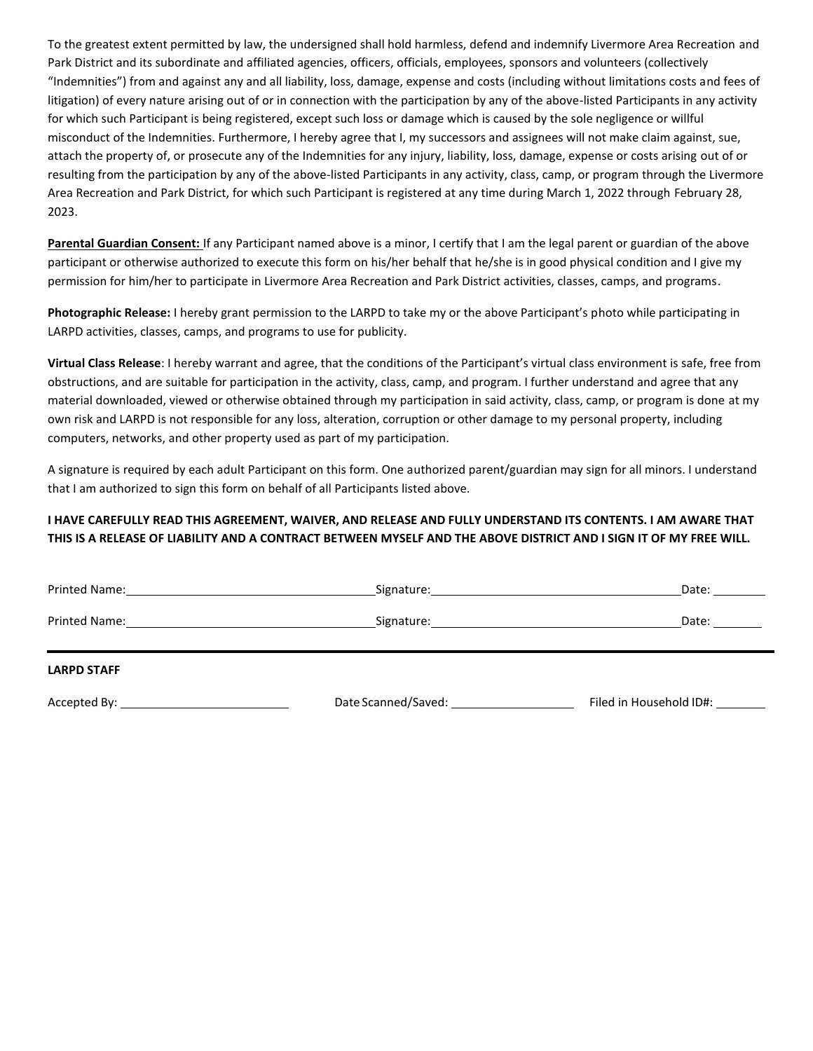To the greatest extent permitted by law, the undersigned shall hold harmless, defend and indemnify Livermore Area Recreation and Park District and its subordinate and affiliated agencies, officers, officials, employees, sponsors and volunteers (collectively "Indemnities") from and against any and all liability, loss, damage, expense and costs (including without limitations costs and fees of litigation) of every nature arising out of or in connection with the participation by any of the above-listed Participants in any activity for which such Participant is being registered, except such loss or damage which is caused by the sole negligence or willful misconduct of the Indemnities. Furthermore, I hereby agree that I, my successors and assignees will not make claim against, sue, attach the property of, or prosecute any of the Indemnities for any injury, liability, loss, damage, expense or costs arising out of or resulting from the participation by any of the above-listed Participants in any activity, class, camp, or program through the Livermore Area Recreation and Park District, for which such Participant is registered at any time during March 1, 2022 through February 28, 2023.

**Parental Guardian Consent:** If any Participant named above is a minor, I certify that I am the legal parent or guardian of the above participant or otherwise authorized to execute this form on his/her behalf that he/she is in good physical condition and I give my permission for him/her to participate in Livermore Area Recreation and Park District activities, classes, camps, and programs.

**Photographic Release:** I hereby grant permission to the LARPD to take my or the above Participant's photo while participating in LARPD activities, classes, camps, and programs to use for publicity.

**Virtual Class Release**: I hereby warrant and agree, that the conditions of the Participant's virtual class environment is safe, free from obstructions, and are suitable for participation in the activity, class, camp, and program. I further understand and agree that any material downloaded, viewed or otherwise obtained through my participation in said activity, class, camp, or program is done at my own risk and LARPD is not responsible for any loss, alteration, corruption or other damage to my personal property, including computers, networks, and other property used as part of my participation.

A signature is required by each adult Participant on this form. One authorized parent/guardian may sign for all minors. I understand that I am authorized to sign this form on behalf of all Participants listed above.

**I HAVE CAREFULLY READ THIS AGREEMENT, WAIVER, AND RELEASE AND FULLY UNDERSTAND ITS CONTENTS. I AM AWARE THAT THIS IS A RELEASE OF LIABILITY AND A CONTRACT BETWEEN MYSELF AND THE ABOVE DISTRICT AND I SIGN IT OF MY FREE WILL.**

Printed Name: ______________________ Signature: ______________________ Date: ________

Printed Name: ______________________ Signature: ______________________ Date: ________

---

**LARPD STAFF**

Accepted By: ______________________ Date Scanned/Saved: ______________________ Filed in Household ID#: ________